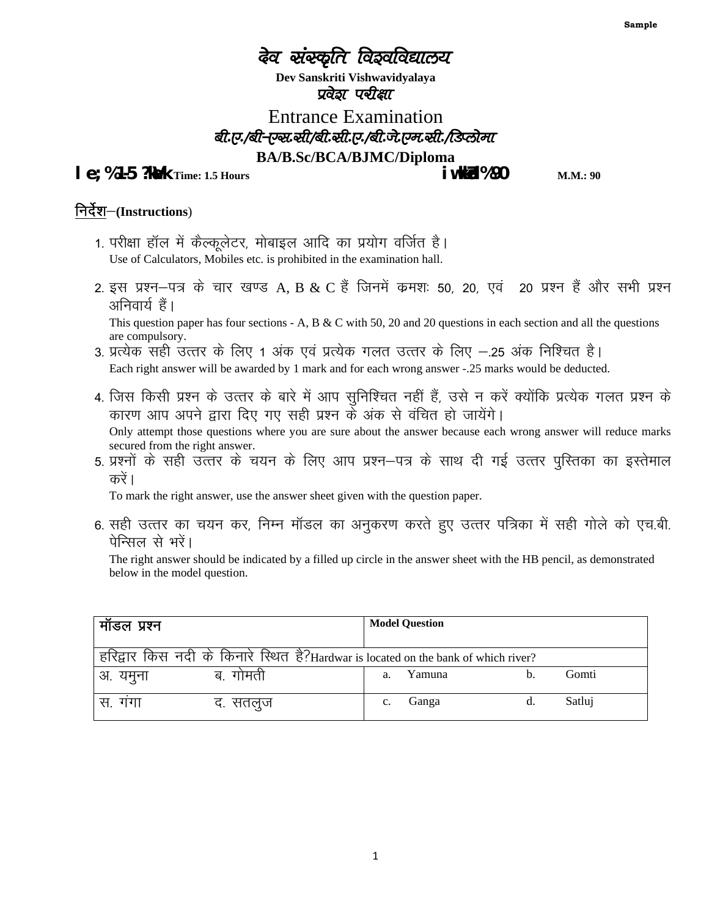Sample

# देव संस्कृति विश्वविद्यालय

**Dev Sanskriti Vishwavidyalaya**

**प्रवेश परीक्षा**

## Entrance Examination

**बी.ए./बी-एस.सी/बी.सी.ए./बी.जे.एम.सी./डिप्लोमा**

**BA/B.Sc/BCA/BJMC/Diploma**

**समय %1-5 ?kaVk Time: 1.5 Hours** **iw.kkZad%90 M.M.: 90**

निर्देश–**(Instructions**)

1. परीक्षा हॉल में कैल्कूलेटर, मोबाइल आदि का प्रयोग वर्जित है।
   Use of Calculators, Mobiles etc. is prohibited in the examination hall.

2. इस प्रश्न–पत्र के चार खण्ड A, B & C हैं जिनमें क्रमशः 50, 20, एवं 20 प्रश्न हैं और सभी प्रश्न अनिवार्य हैं।
   This question paper has four sections - A, B & C with 50, 20 and 20 questions in each section and all the questions are compulsory.

3. प्रत्येक सही उत्तर के लिए 1 अंक एवं प्रत्येक गलत उत्तर के लिए –.25 अंक निश्चित है।
   Each right answer will be awarded by 1 mark and for each wrong answer -.25 marks would be deducted.

4. जिस किसी प्रश्न के उत्तर के बारे में आप सुनिश्चित नहीं हैं, उसे न करें क्योंकि प्रत्येक गलत प्रश्न के कारण आप अपने द्वारा दिए गए सही प्रश्न के अंक से वंचित हो जायेंगे।
   Only attempt those questions where you are sure about the answer because each wrong answer will reduce marks secured from the right answer.

5. प्रश्नों के सही उत्तर के चयन के लिए आप प्रश्न–पत्र के साथ दी गई उत्तर पुस्तिका का इस्तेमाल करें।
   To mark the right answer, use the answer sheet given with the question paper.

6. सही उत्तर का चयन कर, निम्न मॉडल का अनुकरण करते हुए उत्तर पत्रिका में सही गोले को एच.बी. पेन्सिल से भरें।
   The right answer should be indicated by a filled up circle in the answer sheet with the HB pencil, as demonstrated below in the model question.

| मॉडल प्रश्न | | **Model Question** | |
|---|---|---|---|
| हरिद्वार किस नदी के किनारे स्थित है?Hardwar is located on the bank of which river? | | | |
| अ. यमुना | ब. गोमती | a. Yamuna | b. Gomti |
| स. गंगा | द. सतलुज | c. Ganga | d. Satluj |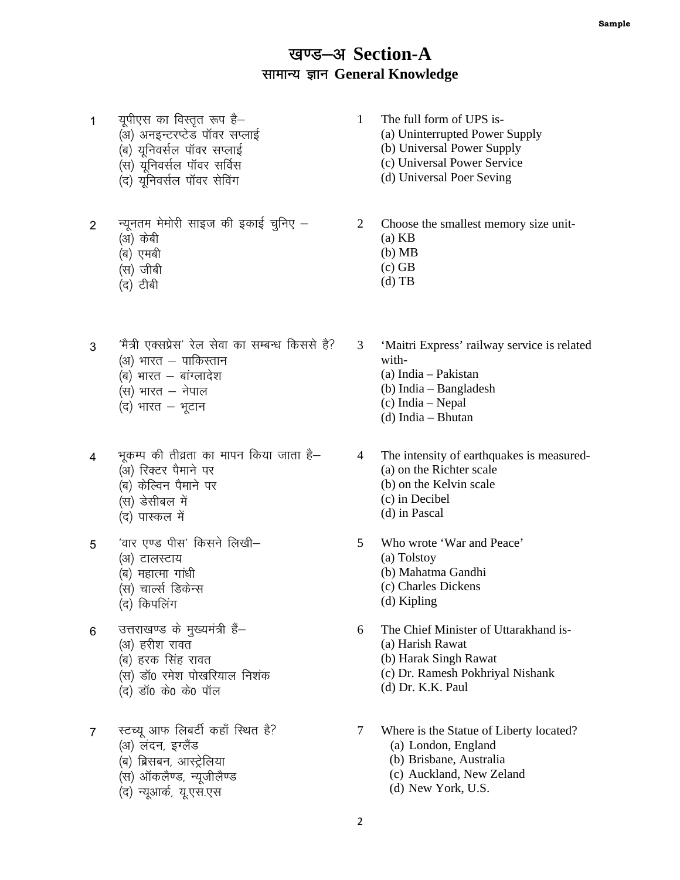# खण्ड–अ Section-A

## सामान्य ज्ञान General Knowledge

1 यूपीएस का विस्तृत रूप है–
(अ) अनइन्टरप्टेड पॉवर सप्लाई
(ब) यूनिवर्सल पॉवर सप्लाई
(स) यूनिवर्सल पॉवर सर्विस
(द) यूनिवर्सल पॉवर सेविंग

1 The full form of UPS is-
(a) Uninterrupted Power Supply
(b) Universal Power Supply
(c) Universal Power Service
(d) Universal Poer Seving

2 न्यूनतम मेमोरी साइज की इकाई चुनिए –
(अ) केबी
(ब) एमबी
(स) जीबी
(द) टीबी

2 Choose the smallest memory size unit-
(a) KB
(b) MB
(c) GB
(d) TB

3 'मैत्री एक्सप्रेस' रेल सेवा का सम्बन्ध किससे है?
(अ) भारत – पाकिस्तान
(ब) भारत – बांग्लादेश
(स) भारत – नेपाल
(द) भारत – भूटान

3 'Maitri Express' railway service is related with-
(a) India – Pakistan
(b) India – Bangladesh
(c) India – Nepal
(d) India – Bhutan

4 भूकम्प की तीव्रता का मापन किया जाता है–
(अ) रिक्टर पैमाने पर
(ब) केल्विन पैमाने पर
(स) डेसीबल में
(द) पास्कल में

4 The intensity of earthquakes is measured-
(a) on the Richter scale
(b) on the Kelvin scale
(c) in Decibel
(d) in Pascal

5 'वार एण्ड पीस' किसने लिखी–
(अ) टालस्टाय
(ब) महात्मा गांधी
(स) चार्ल्स डिकेन्स
(द) किपलिंग

5 Who wrote 'War and Peace'
(a) Tolstoy
(b) Mahatma Gandhi
(c) Charles Dickens
(d) Kipling

6 उत्तराखण्ड के मुख्यमंत्री हैं–
(अ) हरीश रावत
(ब) हरक सिंह रावत
(स) डॉ० रमेश पोखरियाल निशंक
(द) डॉ० के० के० पॉल

6 The Chief Minister of Uttarakhand is-
(a) Harish Rawat
(b) Harak Singh Rawat
(c) Dr. Ramesh Pokhriyal Nishank
(d) Dr. K.K. Paul

7 स्टच्यू आफ लिबर्टी कहाँ स्थित है?
(अ) लंदन, इग्लैंड
(ब) ब्रिसबन, आस्ट्रेलिया
(स) ऑकलैण्ड, न्यूजीलैण्ड
(द) न्यूआर्क, यू.एस.एस

7 Where is the Statue of Liberty located?
(a) London, England
(b) Brisbane, Australia
(c) Auckland, New Zeland
(d) New York, U.S.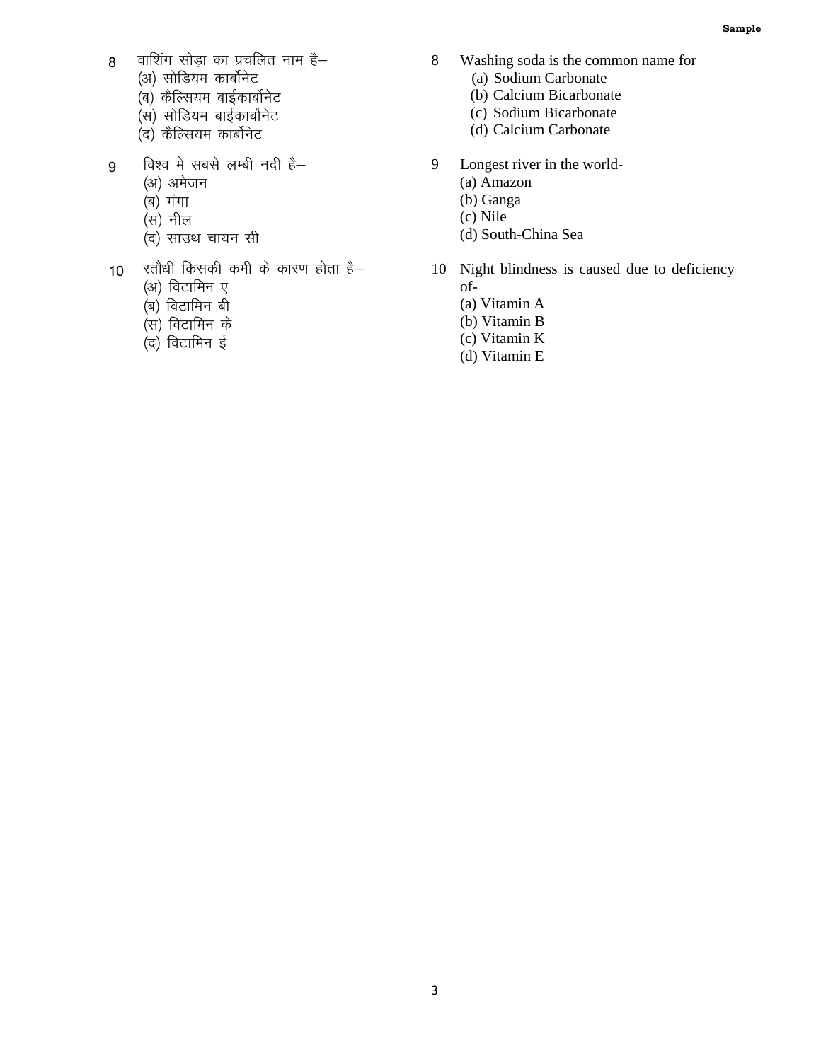8 वाशिंग सोड़ा का प्रचलित नाम है–
(अ) सोडियम कार्बोनेट
(ब) कैल्सियम बाईकार्बोनेट
(स) सोडियम बाईकार्बोनेट
(द) कैल्सियम कार्बोनेट

8 Washing soda is the common name for
(a) Sodium Carbonate
(b) Calcium Bicarbonate
(c) Sodium Bicarbonate
(d) Calcium Carbonate

9 विश्व में सबसे लम्बी नदी है–
(अ) अमेजन
(ब) गंगा
(स) नील
(द) साउथ चायन सी

9 Longest river in the world-
(a) Amazon
(b) Ganga
(c) Nile
(d) South-China Sea

10 रतौंधी किसकी कमी के कारण होता है–
(अ) विटामिन ए
(ब) विटामिन बी
(स) विटामिन के
(द) विटामिन ई

10 Night blindness is caused due to deficiency of-
(a) Vitamin A
(b) Vitamin B
(c) Vitamin K
(d) Vitamin E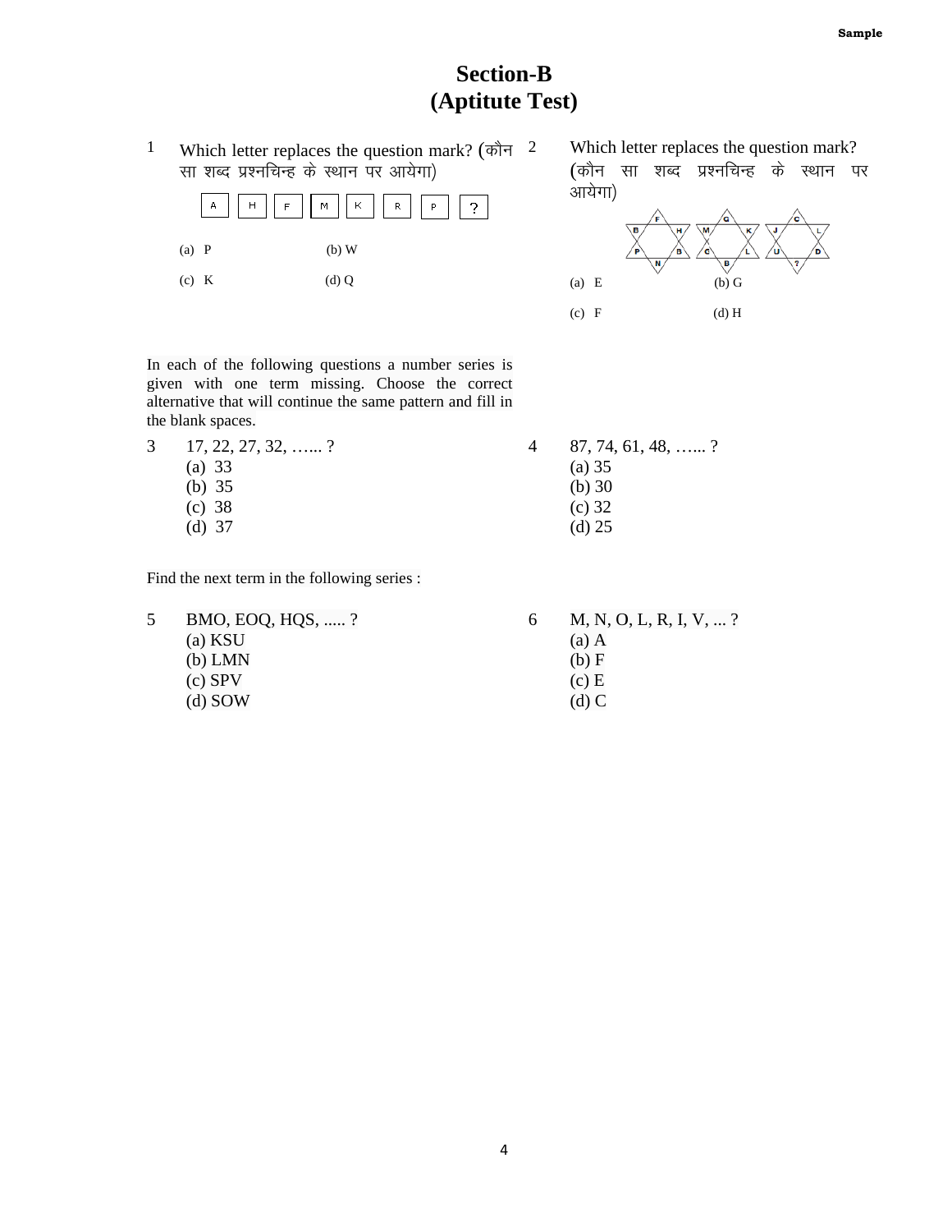# Section-B
## (Aptitute Test)

1 Which letter replaces the question mark? (कौन सा शब्द प्रश्नचिन्ह के स्थान पर आयेगा)

| A | H | F | M | K | R | P | ? |
|---|---|---|---|---|---|---|---|

(a) P (b) W

(c) K (d) Q

2 Which letter replaces the question mark? (कौन सा शब्द प्रश्नचिन्ह के स्थान पर आयेगा)

(a) E (b) G

(c) F (d) H

In each of the following questions a number series is given with one term missing. Choose the correct alternative that will continue the same pattern and fill in the blank spaces.

3 17, 22, 27, 32, …... ?
(a) 33
(b) 35
(c) 38
(d) 37

4 87, 74, 61, 48, …... ?
(a) 35
(b) 30
(c) 32
(d) 25

Find the next term in the following series :

5 BMO, EOQ, HQS, ..... ?
(a) KSU
(b) LMN
(c) SPV
(d) SOW

6 M, N, O, L, R, I, V, ... ?
(a) A
(b) F
(c) E
(d) C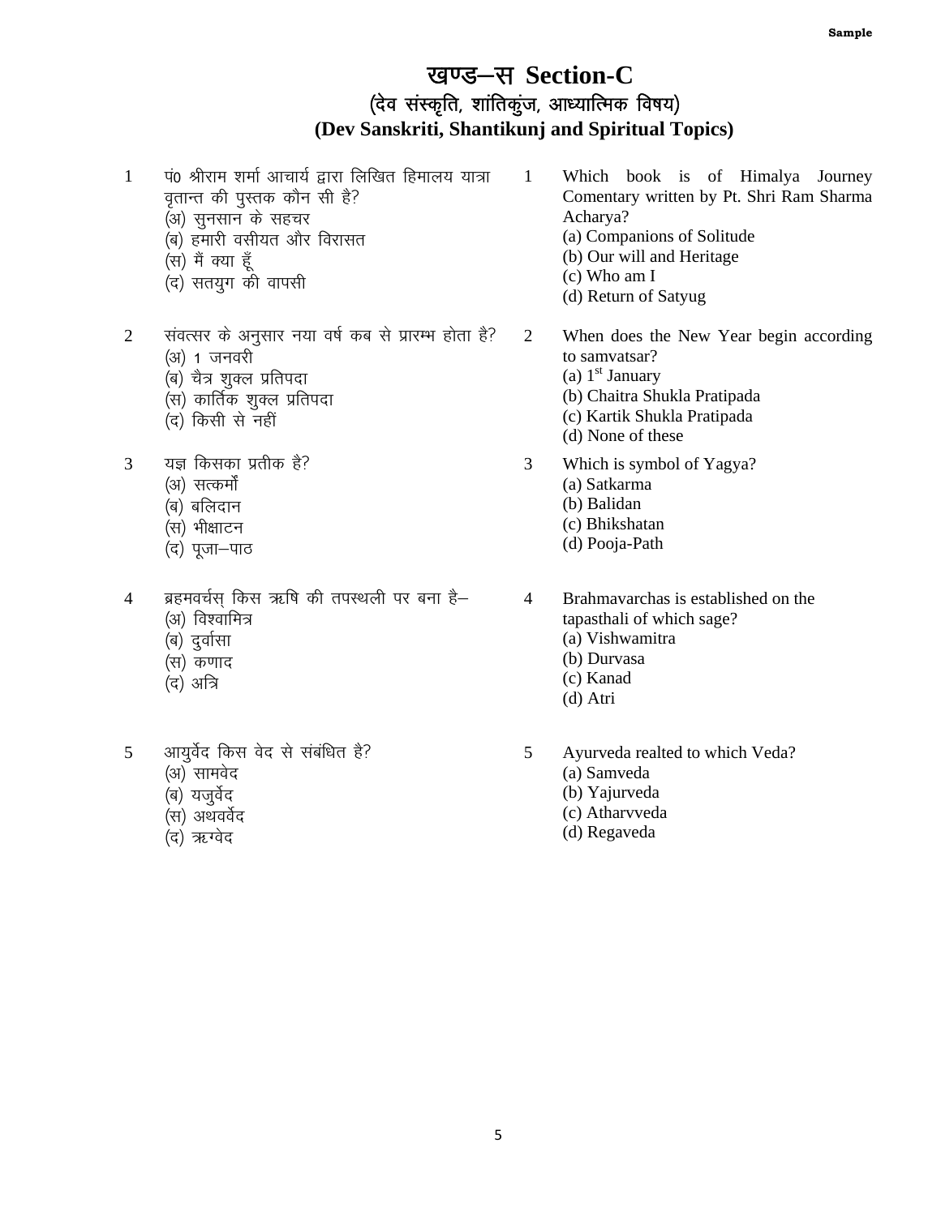# खण्ड–स Section-C

## (देव संस्कृति, शांतिकुंज, आध्यात्मिक विषय)

## (Dev Sanskriti, Shantikunj and Spiritual Topics)

1 पं0 श्रीराम शर्मा आचार्य द्वारा लिखित हिमालय यात्रा वृतान्त की पुस्तक कौन सी है?
(अ) सुनसान के सहचर
(ब) हमारी वसीयत और विरासत
(स) मैं क्या हूँ
(द) सतयुग की वापसी

1 Which book is of Himalya Journey Comentary written by Pt. Shri Ram Sharma Acharya?
(a) Companions of Solitude
(b) Our will and Heritage
(c) Who am I
(d) Return of Satyug

2 संवत्सर के अनुसार नया वर्ष कब से प्रारम्भ होता है?
(अ) 1 जनवरी
(ब) चैत्र शुक्ल प्रतिपदा
(स) कार्तिक शुक्ल प्रतिपदा
(द) किसी से नहीं

2 When does the New Year begin according to samvatsar?
(a) 1st January
(b) Chaitra Shukla Pratipada
(c) Kartik Shukla Pratipada
(d) None of these

3 यज्ञ किसका प्रतीक है?
(अ) सत्कर्मों
(ब) बलिदान
(स) भीक्षाटन
(द) पूजा–पाठ

3 Which is symbol of Yagya?
(a) Satkarma
(b) Balidan
(c) Bhikshatan
(d) Pooja-Path

4 ब्रहमवर्चस् किस ऋषि की तपस्थली पर बना है–
(अ) विश्वामित्र
(ब) दुर्वासा
(स) कणाद
(द) अत्रि

4 Brahmavarchas is established on the tapasthali of which sage?
(a) Vishwamitra
(b) Durvasa
(c) Kanad
(d) Atri

5 आयुर्वेद किस वेद से संबंधित है?
(अ) सामवेद
(ब) यजुर्वेद
(स) अथर्ववेद
(द) ऋग्वेद

5 Ayurveda realted to which Veda?
(a) Samveda
(b) Yajurveda
(c) Atharvveda
(d) Regaveda